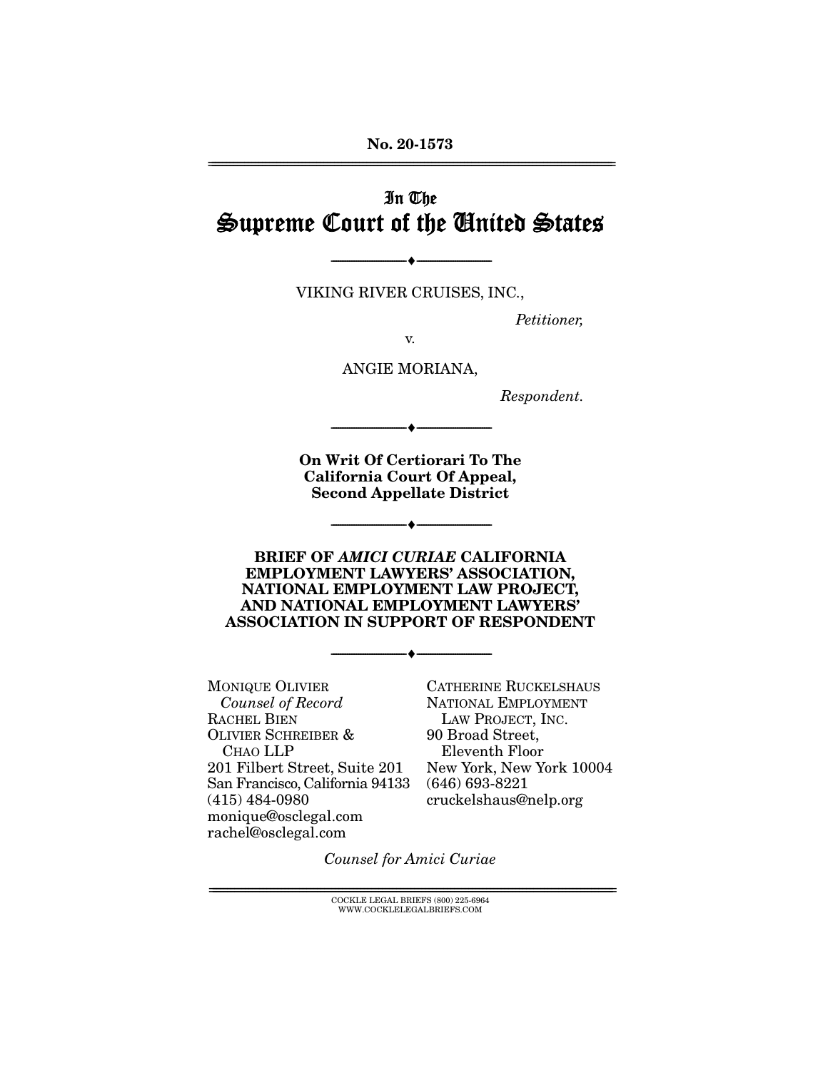No. 20-1573

# In The Supreme Court of the United States

VIKING RIVER CRUISES, INC.,

*Petitioner,*

v.

ANGIE MORIANA,

*Respondent.*

**On Writ Of Certiorari To The California Court Of Appeal, Second Appellate District**

**BRIEF OF *AMICI CURIAE* CALIFORNIA EMPLOYMENT LAWYERS' ASSOCIATION, NATIONAL EMPLOYMENT LAW PROJECT, AND NATIONAL EMPLOYMENT LAWYERS' ASSOCIATION IN SUPPORT OF RESPONDENT**

MONIQUE OLIVIER
*Counsel of Record*
RACHEL BIEN
OLIVIER SCHREIBER & CHAO LLP
201 Filbert Street, Suite 201
San Francisco, California 94133
(415) 484-0980
monique@osclegal.com
rachel@osclegal.com

CATHERINE RUCKELSHAUS
NATIONAL EMPLOYMENT LAW PROJECT, INC.
90 Broad Street, Eleventh Floor
New York, New York 10004
(646) 693-8221
cruckelshaus@nelp.org

*Counsel for Amici Curiae*

COCKLE LEGAL BRIEFS (800) 225-6964
WWW.COCKLELEGALBRIEFS.COM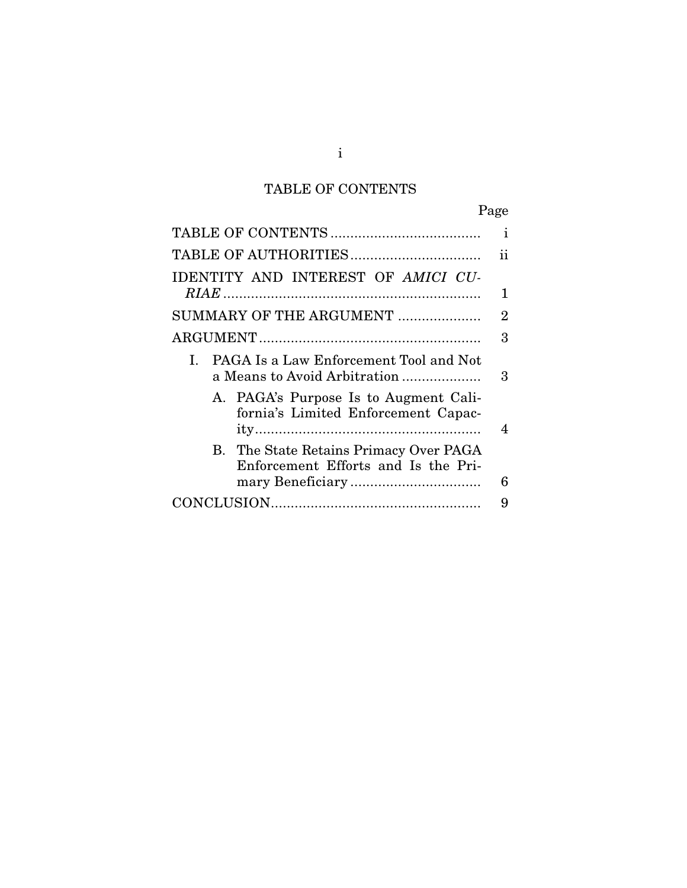# TABLE OF CONTENTS

| | Page |
|---|---|
| TABLE OF CONTENTS | i |
| TABLE OF AUTHORITIES | ii |
| IDENTITY AND INTEREST OF *AMICI CURIAE* | 1 |
| SUMMARY OF THE ARGUMENT | 2 |
| ARGUMENT | 3 |
| I. PAGA Is a Law Enforcement Tool and Not a Means to Avoid Arbitration | 3 |
| A. PAGA's Purpose Is to Augment California's Limited Enforcement Capacity | 4 |
| B. The State Retains Primacy Over PAGA Enforcement Efforts and Is the Primary Beneficiary | 6 |
| CONCLUSION | 9 |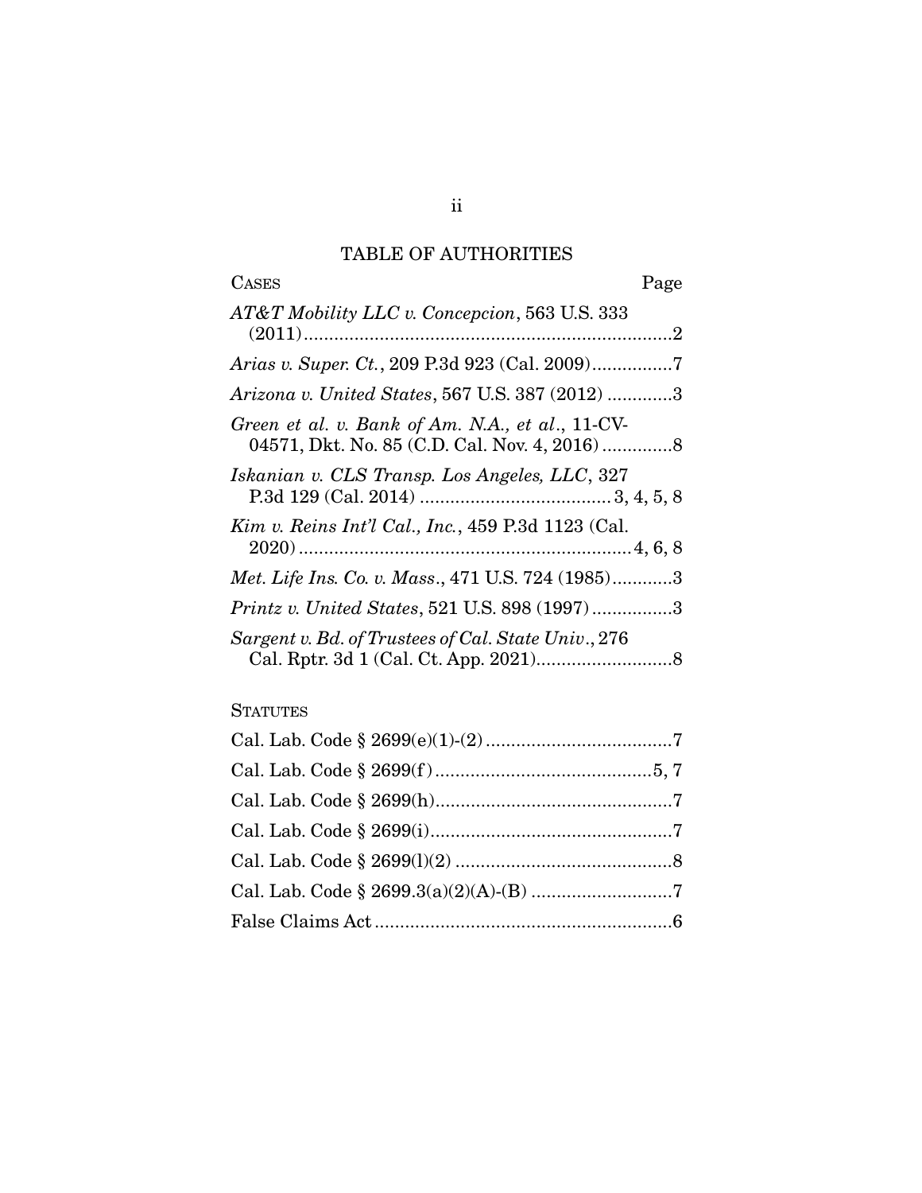# TABLE OF AUTHORITIES

| CASES | Page |
|---|---|
| *AT&T Mobility LLC v. Concepcion*, 563 U.S. 333 (2011) | 2 |
| *Arias v. Super. Ct.*, 209 P.3d 923 (Cal. 2009) | 7 |
| *Arizona v. United States*, 567 U.S. 387 (2012) | 3 |
| *Green et al. v. Bank of Am. N.A., et al.*, 11-CV-04571, Dkt. No. 85 (C.D. Cal. Nov. 4, 2016) | 8 |
| *Iskanian v. CLS Transp. Los Angeles, LLC*, 327 P.3d 129 (Cal. 2014) | 3, 4, 5, 8 |
| *Kim v. Reins Int'l Cal., Inc.*, 459 P.3d 1123 (Cal. 2020) | 4, 6, 8 |
| *Met. Life Ins. Co. v. Mass.*, 471 U.S. 724 (1985) | 3 |
| *Printz v. United States*, 521 U.S. 898 (1997) | 3 |
| *Sargent v. Bd. of Trustees of Cal. State Univ.*, 276 Cal. Rptr. 3d 1 (Cal. Ct. App. 2021) | 8 |

| STATUTES | |
|---|---|
| Cal. Lab. Code § 2699(e)(1)-(2) | 7 |
| Cal. Lab. Code § 2699(f) | 5, 7 |
| Cal. Lab. Code § 2699(h) | 7 |
| Cal. Lab. Code § 2699(i) | 7 |
| Cal. Lab. Code § 2699(l)(2) | 8 |
| Cal. Lab. Code § 2699.3(a)(2)(A)-(B) | 7 |
| False Claims Act | 6 |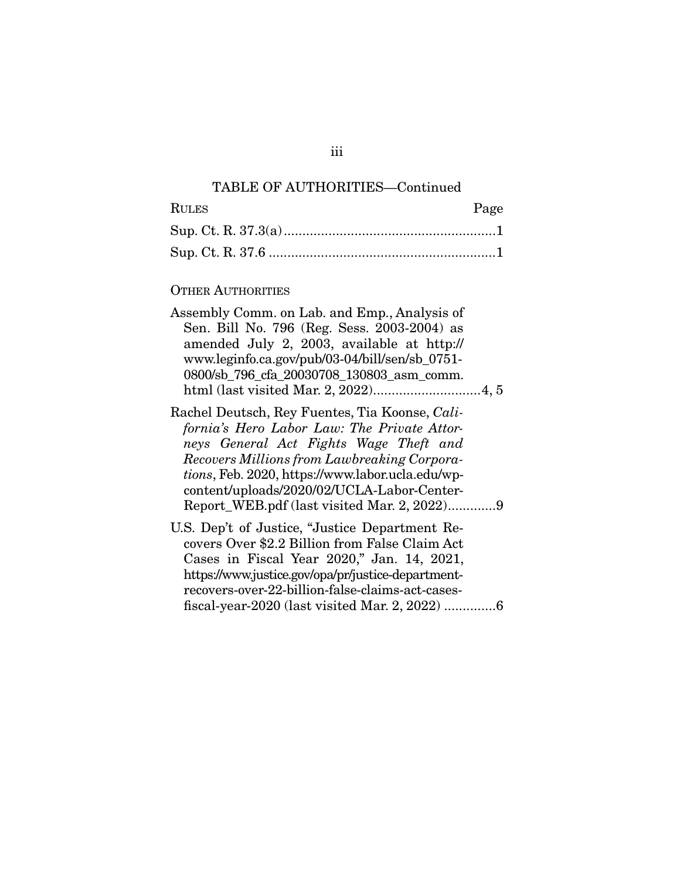TABLE OF AUTHORITIES—Continued

| RULES | Page |
| --- | --- |
| Sup. Ct. R. 37.3(a) | 1 |
| Sup. Ct. R. 37.6 | 1 |

OTHER AUTHORITIES

Assembly Comm. on Lab. and Emp., Analysis of Sen. Bill No. 796 (Reg. Sess. 2003-2004) as amended July 2, 2003, available at http://www.leginfo.ca.gov/pub/03-04/bill/sen/sb_0751-0800/sb_796_cfa_20030708_130803_asm_comm.html (last visited Mar. 2, 2022)....4, 5

Rachel Deutsch, Rey Fuentes, Tia Koonse, *California's Hero Labor Law: The Private Attorneys General Act Fights Wage Theft and Recovers Millions from Lawbreaking Corporations*, Feb. 2020, https://www.labor.ucla.edu/wp-content/uploads/2020/02/UCLA-Labor-Center-Report_WEB.pdf (last visited Mar. 2, 2022)....9

U.S. Dep't of Justice, "Justice Department Recovers Over $2.2 Billion from False Claim Act Cases in Fiscal Year 2020," Jan. 14, 2021, https://www.justice.gov/opa/pr/justice-department-recovers-over-22-billion-false-claims-act-cases-fiscal-year-2020 (last visited Mar. 2, 2022) ....6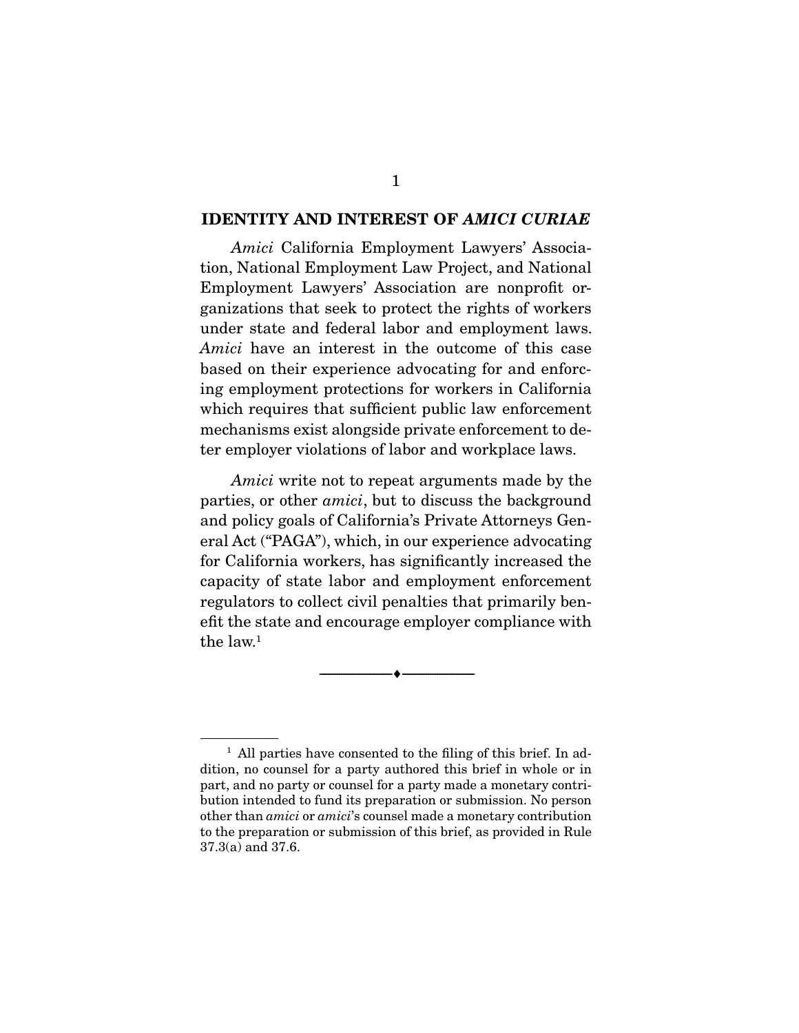## IDENTITY AND INTEREST OF *AMICI CURIAE*

*Amici* California Employment Lawyers' Association, National Employment Law Project, and National Employment Lawyers' Association are nonprofit organizations that seek to protect the rights of workers under state and federal labor and employment laws. *Amici* have an interest in the outcome of this case based on their experience advocating for and enforcing employment protections for workers in California which requires that sufficient public law enforcement mechanisms exist alongside private enforcement to deter employer violations of labor and workplace laws.

*Amici* write not to repeat arguments made by the parties, or other *amici*, but to discuss the background and policy goals of California's Private Attorneys General Act ("PAGA"), which, in our experience advocating for California workers, has significantly increased the capacity of state labor and employment enforcement regulators to collect civil penalties that primarily benefit the state and encourage employer compliance with the law.[1]

---

[1] All parties have consented to the filing of this brief. In addition, no counsel for a party authored this brief in whole or in part, and no party or counsel for a party made a monetary contribution intended to fund its preparation or submission. No person other than *amici* or *amici*'s counsel made a monetary contribution to the preparation or submission of this brief, as provided in Rule 37.3(a) and 37.6.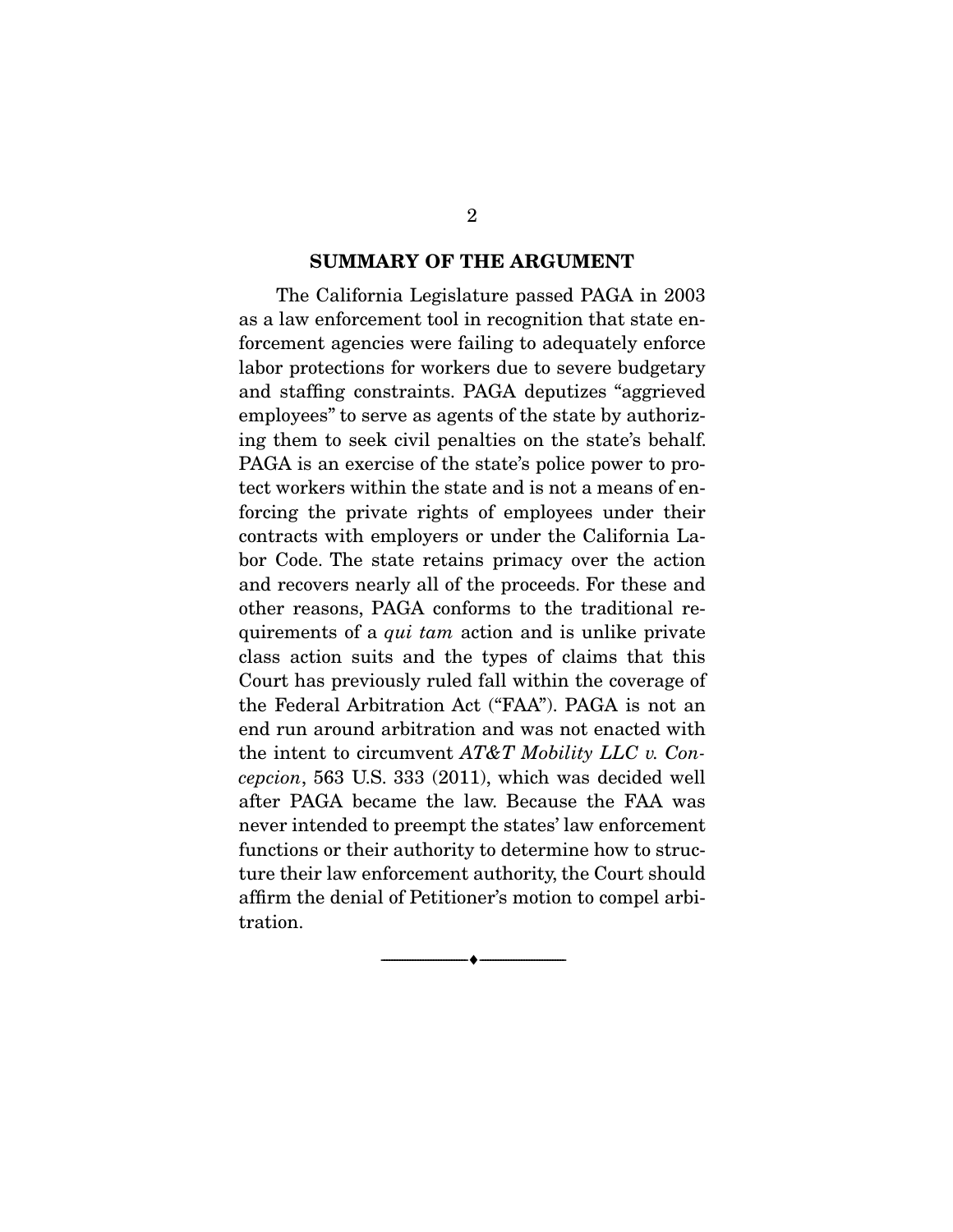## SUMMARY OF THE ARGUMENT

The California Legislature passed PAGA in 2003 as a law enforcement tool in recognition that state enforcement agencies were failing to adequately enforce labor protections for workers due to severe budgetary and staffing constraints. PAGA deputizes "aggrieved employees" to serve as agents of the state by authorizing them to seek civil penalties on the state's behalf. PAGA is an exercise of the state's police power to protect workers within the state and is not a means of enforcing the private rights of employees under their contracts with employers or under the California Labor Code. The state retains primacy over the action and recovers nearly all of the proceeds. For these and other reasons, PAGA conforms to the traditional requirements of a *qui tam* action and is unlike private class action suits and the types of claims that this Court has previously ruled fall within the coverage of the Federal Arbitration Act ("FAA"). PAGA is not an end run around arbitration and was not enacted with the intent to circumvent *AT&T Mobility LLC v. Concepcion*, 563 U.S. 333 (2011), which was decided well after PAGA became the law. Because the FAA was never intended to preempt the states' law enforcement functions or their authority to determine how to structure their law enforcement authority, the Court should affirm the denial of Petitioner's motion to compel arbitration.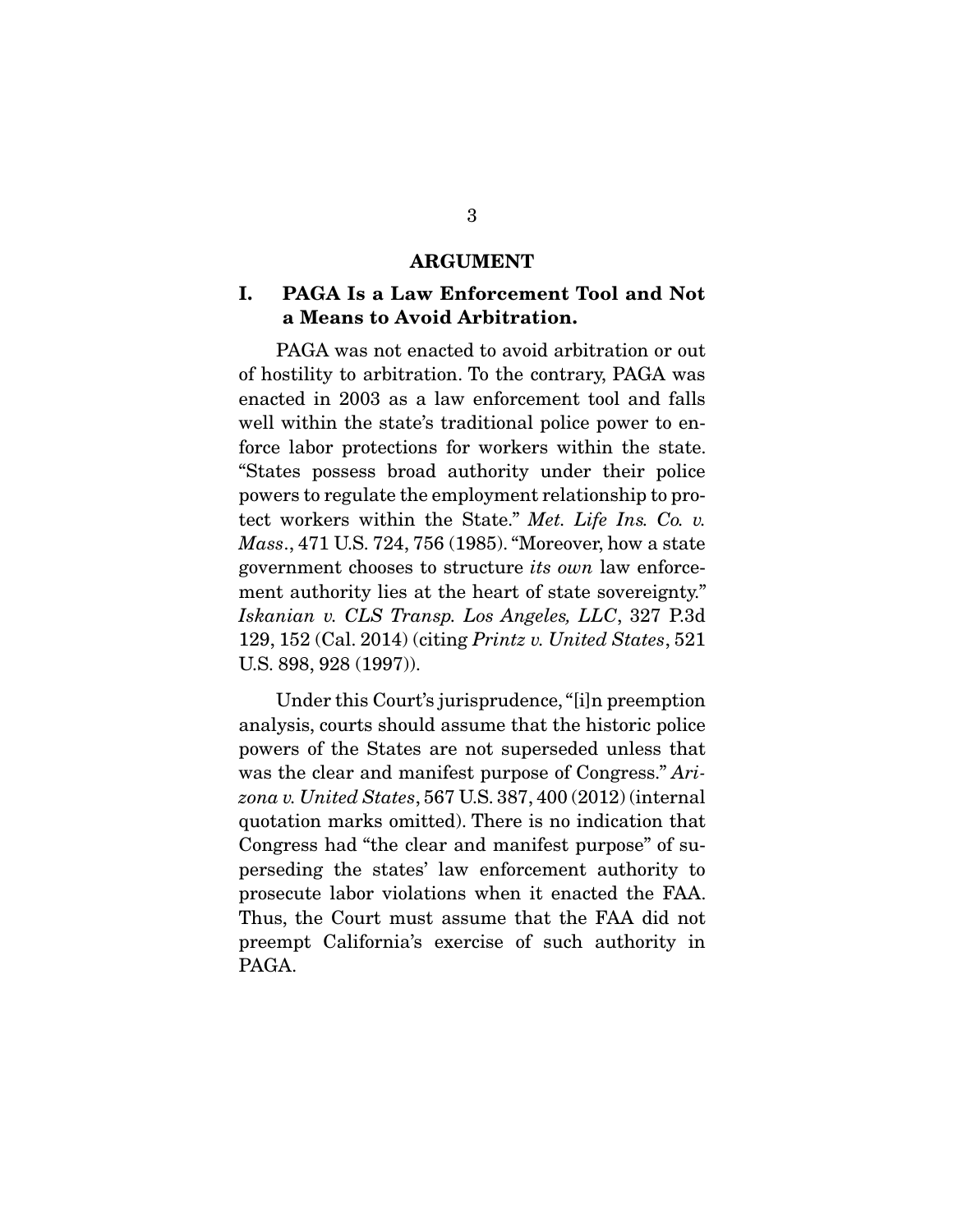## ARGUMENT

### I. PAGA Is a Law Enforcement Tool and Not a Means to Avoid Arbitration.

PAGA was not enacted to avoid arbitration or out of hostility to arbitration. To the contrary, PAGA was enacted in 2003 as a law enforcement tool and falls well within the state's traditional police power to enforce labor protections for workers within the state. "States possess broad authority under their police powers to regulate the employment relationship to protect workers within the State." *Met. Life Ins. Co. v. Mass.*, 471 U.S. 724, 756 (1985). "Moreover, how a state government chooses to structure *its own* law enforcement authority lies at the heart of state sovereignty." *Iskanian v. CLS Transp. Los Angeles, LLC*, 327 P.3d 129, 152 (Cal. 2014) (citing *Printz v. United States*, 521 U.S. 898, 928 (1997)).

Under this Court's jurisprudence, "[i]n preemption analysis, courts should assume that the historic police powers of the States are not superseded unless that was the clear and manifest purpose of Congress." *Arizona v. United States*, 567 U.S. 387, 400 (2012) (internal quotation marks omitted). There is no indication that Congress had "the clear and manifest purpose" of superseding the states' law enforcement authority to prosecute labor violations when it enacted the FAA. Thus, the Court must assume that the FAA did not preempt California's exercise of such authority in PAGA.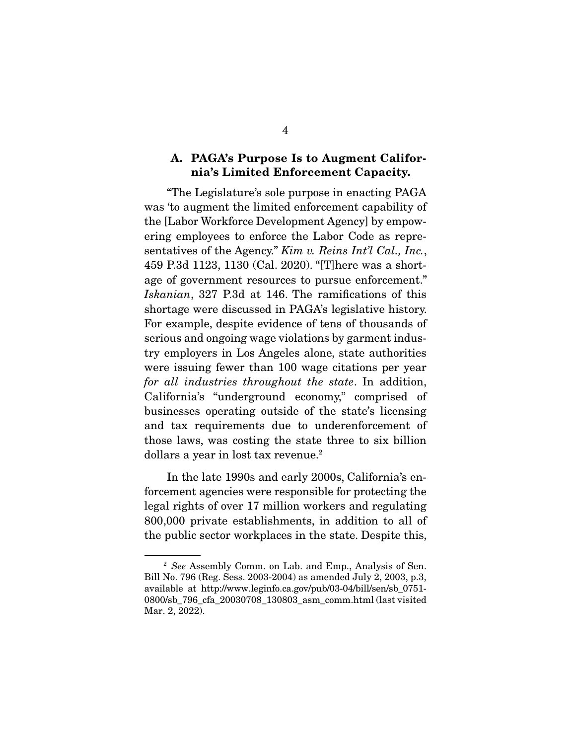### A. PAGA's Purpose Is to Augment California's Limited Enforcement Capacity.

"The Legislature's sole purpose in enacting PAGA was 'to augment the limited enforcement capability of the [Labor Workforce Development Agency] by empowering employees to enforce the Labor Code as representatives of the Agency." *Kim v. Reins Int'l Cal., Inc.*, 459 P.3d 1123, 1130 (Cal. 2020). "[T]here was a shortage of government resources to pursue enforcement." *Iskanian*, 327 P.3d at 146. The ramifications of this shortage were discussed in PAGA's legislative history. For example, despite evidence of tens of thousands of serious and ongoing wage violations by garment industry employers in Los Angeles alone, state authorities were issuing fewer than 100 wage citations per year *for all industries throughout the state*. In addition, California's "underground economy," comprised of businesses operating outside of the state's licensing and tax requirements due to underenforcement of those laws, was costing the state three to six billion dollars a year in lost tax revenue.[2]

In the late 1990s and early 2000s, California's enforcement agencies were responsible for protecting the legal rights of over 17 million workers and regulating 800,000 private establishments, in addition to all of the public sector workplaces in the state. Despite this,

---

[2] *See* Assembly Comm. on Lab. and Emp., Analysis of Sen. Bill No. 796 (Reg. Sess. 2003-2004) as amended July 2, 2003, p.3, available at http://www.leginfo.ca.gov/pub/03-04/bill/sen/sb_0751-0800/sb_796_cfa_20030708_130803_asm_comm.html (last visited Mar. 2, 2022).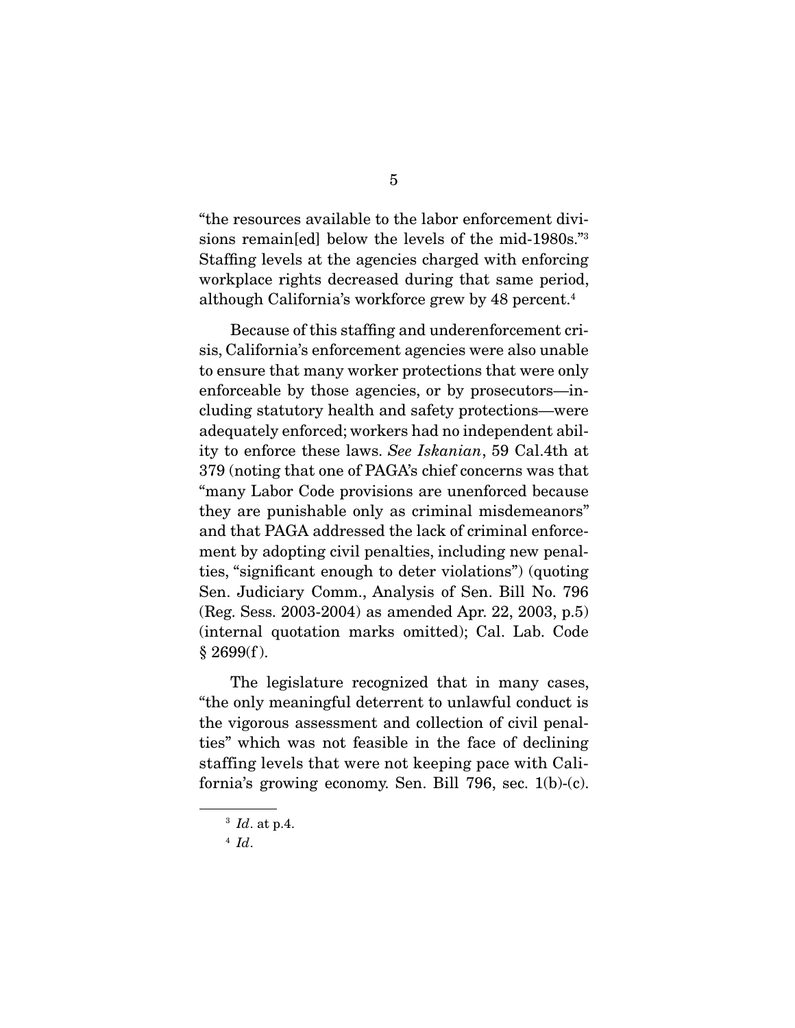"the resources available to the labor enforcement divisions remain[ed] below the levels of the mid-1980s."[3] Staffing levels at the agencies charged with enforcing workplace rights decreased during that same period, although California's workforce grew by 48 percent.[4]

Because of this staffing and underenforcement crisis, California's enforcement agencies were also unable to ensure that many worker protections that were only enforceable by those agencies, or by prosecutors—including statutory health and safety protections—were adequately enforced; workers had no independent ability to enforce these laws. *See Iskanian*, 59 Cal.4th at 379 (noting that one of PAGA's chief concerns was that "many Labor Code provisions are unenforced because they are punishable only as criminal misdemeanors" and that PAGA addressed the lack of criminal enforcement by adopting civil penalties, including new penalties, "significant enough to deter violations") (quoting Sen. Judiciary Comm., Analysis of Sen. Bill No. 796 (Reg. Sess. 2003-2004) as amended Apr. 22, 2003, p.5) (internal quotation marks omitted); Cal. Lab. Code § 2699(f).

The legislature recognized that in many cases, "the only meaningful deterrent to unlawful conduct is the vigorous assessment and collection of civil penalties" which was not feasible in the face of declining staffing levels that were not keeping pace with California's growing economy. Sen. Bill 796, sec. 1(b)-(c).

[3] *Id*. at p.4.

[4] *Id*.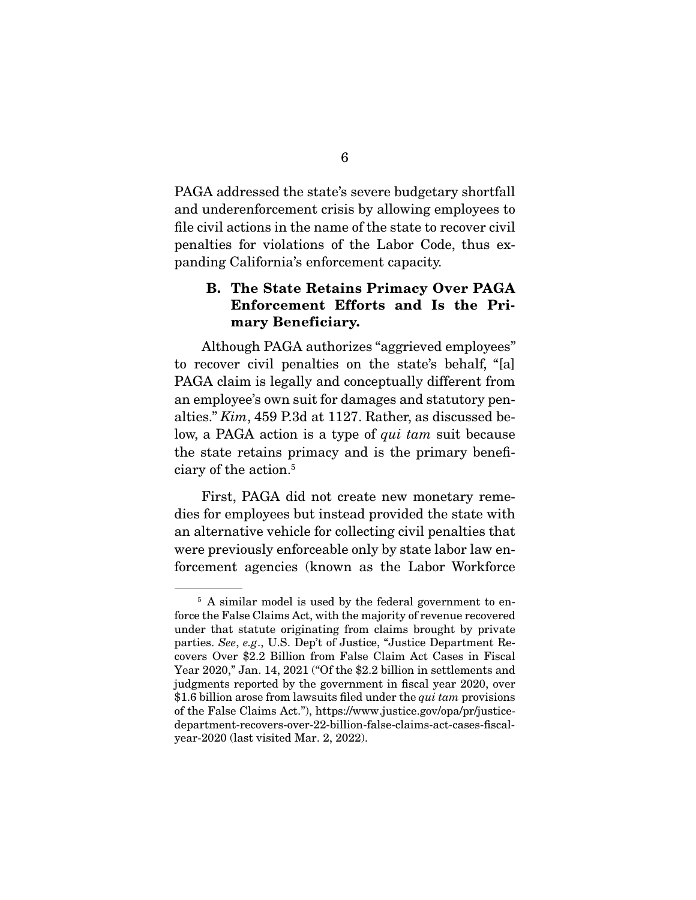PAGA addressed the state's severe budgetary shortfall and underenforcement crisis by allowing employees to file civil actions in the name of the state to recover civil penalties for violations of the Labor Code, thus expanding California's enforcement capacity.

### B. The State Retains Primacy Over PAGA Enforcement Efforts and Is the Primary Beneficiary.

Although PAGA authorizes "aggrieved employees" to recover civil penalties on the state's behalf, "[a] PAGA claim is legally and conceptually different from an employee's own suit for damages and statutory penalties." *Kim*, 459 P.3d at 1127. Rather, as discussed below, a PAGA action is a type of *qui tam* suit because the state retains primacy and is the primary beneficiary of the action.[5]

First, PAGA did not create new monetary remedies for employees but instead provided the state with an alternative vehicle for collecting civil penalties that were previously enforceable only by state labor law enforcement agencies (known as the Labor Workforce

---

[5] A similar model is used by the federal government to enforce the False Claims Act, with the majority of revenue recovered under that statute originating from claims brought by private parties. *See*, *e.g*., U.S. Dep't of Justice, "Justice Department Recovers Over $2.2 Billion from False Claim Act Cases in Fiscal Year 2020," Jan. 14, 2021 ("Of the $2.2 billion in settlements and judgments reported by the government in fiscal year 2020, over $1.6 billion arose from lawsuits filed under the *qui tam* provisions of the False Claims Act."), https://www.justice.gov/opa/pr/justice-department-recovers-over-22-billion-false-claims-act-cases-fiscal-year-2020 (last visited Mar. 2, 2022).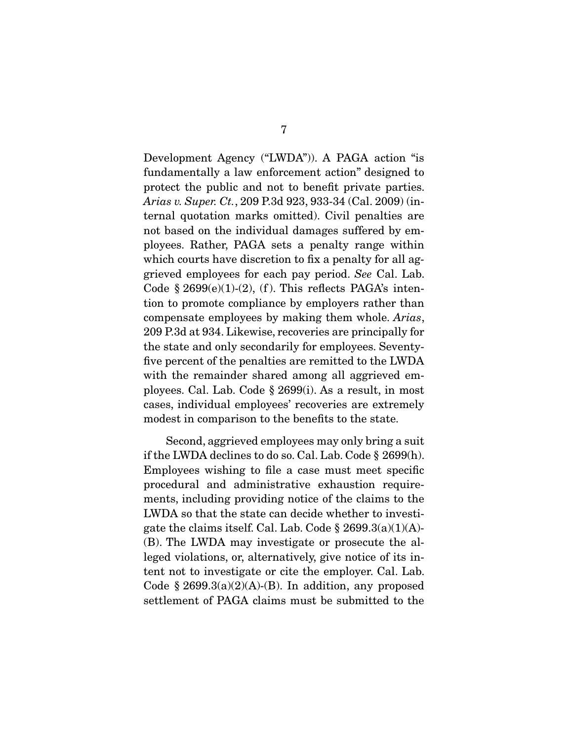Development Agency ("LWDA")). A PAGA action "is fundamentally a law enforcement action" designed to protect the public and not to benefit private parties. *Arias v. Super. Ct.*, 209 P.3d 923, 933-34 (Cal. 2009) (internal quotation marks omitted). Civil penalties are not based on the individual damages suffered by employees. Rather, PAGA sets a penalty range within which courts have discretion to fix a penalty for all aggrieved employees for each pay period. *See* Cal. Lab. Code § 2699(e)(1)-(2), (f). This reflects PAGA's intention to promote compliance by employers rather than compensate employees by making them whole. *Arias*, 209 P.3d at 934. Likewise, recoveries are principally for the state and only secondarily for employees. Seventy-five percent of the penalties are remitted to the LWDA with the remainder shared among all aggrieved employees. Cal. Lab. Code § 2699(i). As a result, in most cases, individual employees' recoveries are extremely modest in comparison to the benefits to the state.

Second, aggrieved employees may only bring a suit if the LWDA declines to do so. Cal. Lab. Code § 2699(h). Employees wishing to file a case must meet specific procedural and administrative exhaustion requirements, including providing notice of the claims to the LWDA so that the state can decide whether to investigate the claims itself. Cal. Lab. Code § 2699.3(a)(1)(A)-(B). The LWDA may investigate or prosecute the alleged violations, or, alternatively, give notice of its intent not to investigate or cite the employer. Cal. Lab. Code § 2699.3(a)(2)(A)-(B). In addition, any proposed settlement of PAGA claims must be submitted to the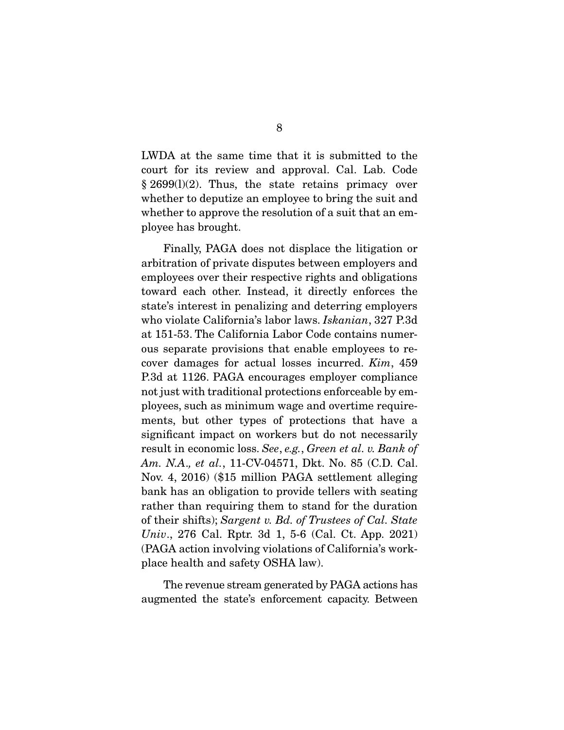LWDA at the same time that it is submitted to the court for its review and approval. Cal. Lab. Code § 2699(l)(2). Thus, the state retains primacy over whether to deputize an employee to bring the suit and whether to approve the resolution of a suit that an employee has brought.

Finally, PAGA does not displace the litigation or arbitration of private disputes between employers and employees over their respective rights and obligations toward each other. Instead, it directly enforces the state's interest in penalizing and deterring employers who violate California's labor laws. *Iskanian*, 327 P.3d at 151-53. The California Labor Code contains numerous separate provisions that enable employees to recover damages for actual losses incurred. *Kim*, 459 P.3d at 1126. PAGA encourages employer compliance not just with traditional protections enforceable by employees, such as minimum wage and overtime requirements, but other types of protections that have a significant impact on workers but do not necessarily result in economic loss. *See*, *e.g.*, *Green et al. v. Bank of Am. N.A., et al.*, 11-CV-04571, Dkt. No. 85 (C.D. Cal. Nov. 4, 2016) ($15 million PAGA settlement alleging bank has an obligation to provide tellers with seating rather than requiring them to stand for the duration of their shifts); *Sargent v. Bd. of Trustees of Cal. State Univ*., 276 Cal. Rptr. 3d 1, 5-6 (Cal. Ct. App. 2021) (PAGA action involving violations of California's workplace health and safety OSHA law).

The revenue stream generated by PAGA actions has augmented the state's enforcement capacity. Between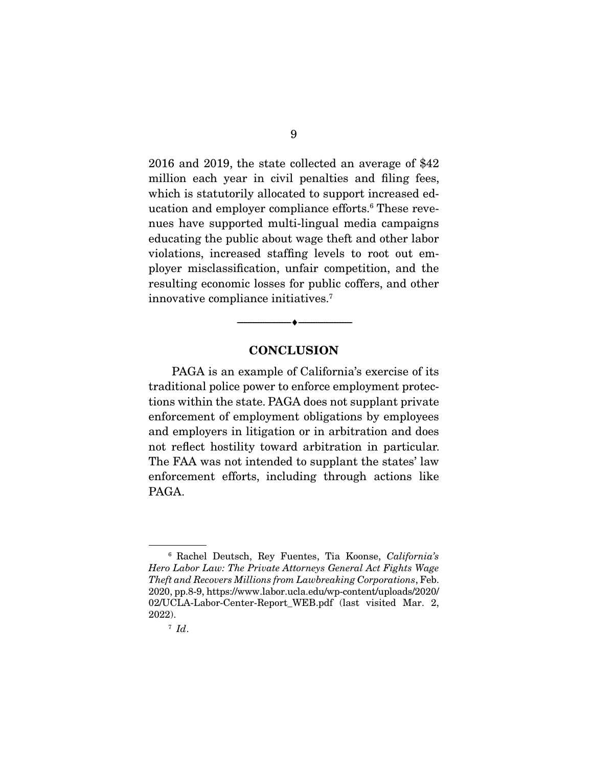2016 and 2019, the state collected an average of $42 million each year in civil penalties and filing fees, which is statutorily allocated to support increased education and employer compliance efforts.[6] These revenues have supported multi-lingual media campaigns educating the public about wage theft and other labor violations, increased staffing levels to root out employer misclassification, unfair competition, and the resulting economic losses for public coffers, and other innovative compliance initiatives.[7]

---

## CONCLUSION

PAGA is an example of California's exercise of its traditional police power to enforce employment protections within the state. PAGA does not supplant private enforcement of employment obligations by employees and employers in litigation or in arbitration and does not reflect hostility toward arbitration in particular. The FAA was not intended to supplant the states' law enforcement efforts, including through actions like PAGA.

---

[6] Rachel Deutsch, Rey Fuentes, Tia Koonse, *California's Hero Labor Law: The Private Attorneys General Act Fights Wage Theft and Recovers Millions from Lawbreaking Corporations*, Feb. 2020, pp.8-9, https://www.labor.ucla.edu/wp-content/uploads/2020/02/UCLA-Labor-Center-Report_WEB.pdf (last visited Mar. 2, 2022).

[7] *Id*.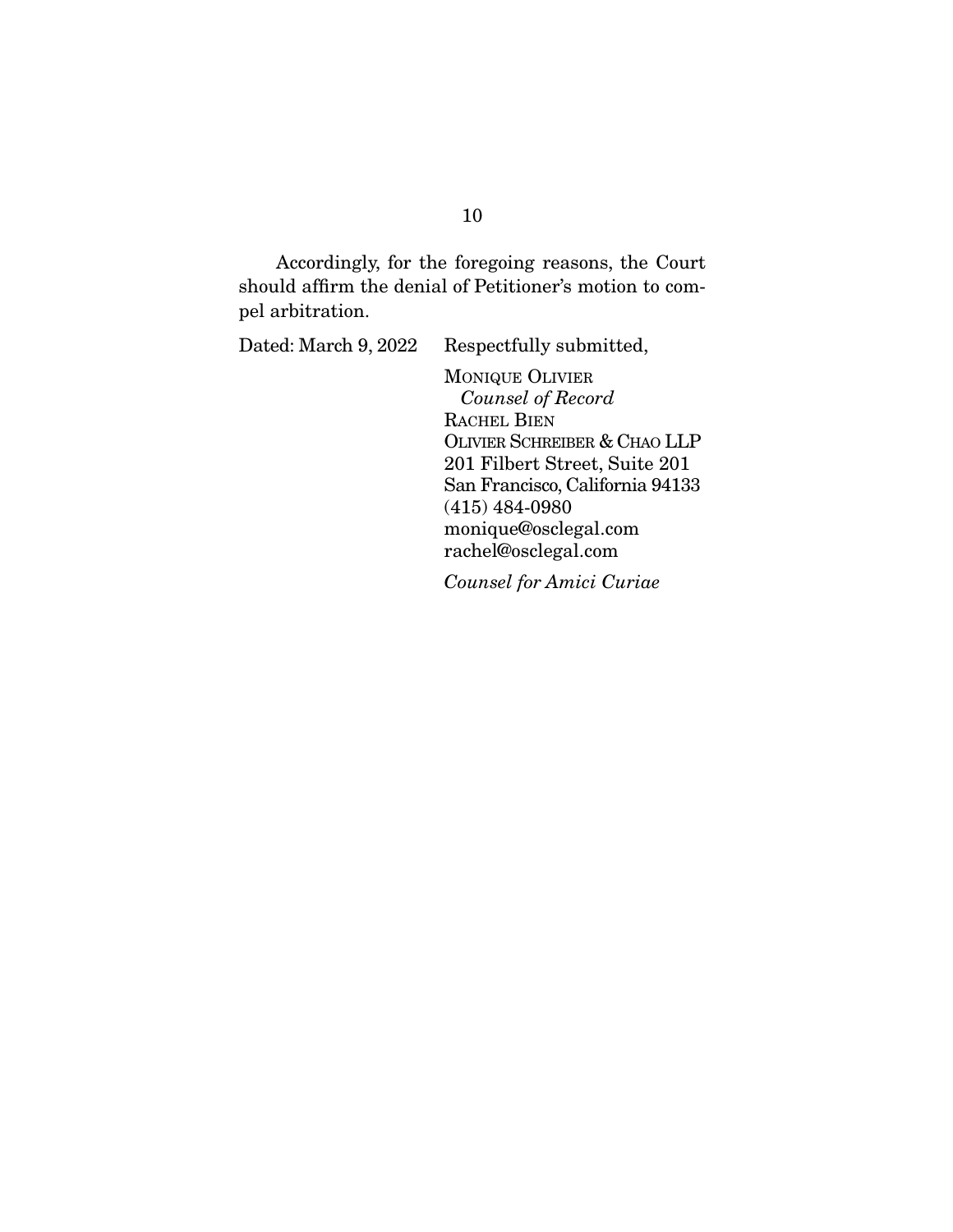Accordingly, for the foregoing reasons, the Court should affirm the denial of Petitioner's motion to compel arbitration.

Dated: March 9, 2022

Respectfully submitted,

MONIQUE OLIVIER
*Counsel of Record*
RACHEL BIEN
OLIVIER SCHREIBER & CHAO LLP
201 Filbert Street, Suite 201
San Francisco, California 94133
(415) 484-0980
monique@osclegal.com
rachel@osclegal.com

*Counsel for Amici Curiae*